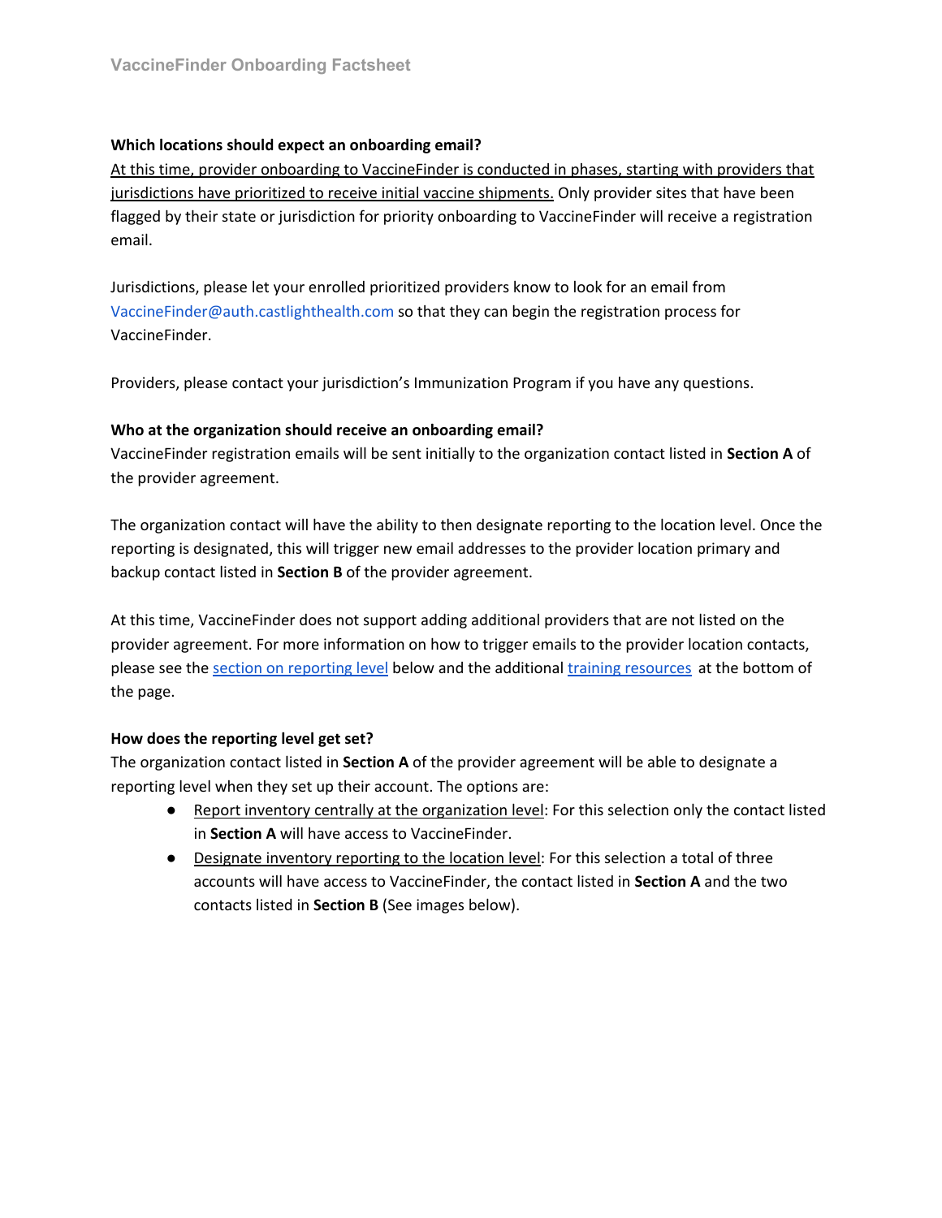# VaccineFinder Onboarding Factsheet

**Which locations should expect an onboarding email?**

At this time, provider onboarding to VaccineFinder is conducted in phases, starting with providers that jurisdictions have prioritized to receive initial vaccine shipments. Only provider sites that have been flagged by their state or jurisdiction for priority onboarding to VaccineFinder will receive a registration email.

Jurisdictions, please let your enrolled prioritized providers know to look for an email from VaccineFinder@auth.castlighthealth.com so that they can begin the registration process for VaccineFinder.

Providers, please contact your jurisdiction's Immunization Program if you have any questions.

**Who at the organization should receive an onboarding email?**

VaccineFinder registration emails will be sent initially to the organization contact listed in **Section A** of the provider agreement.

The organization contact will have the ability to then designate reporting to the location level. Once the reporting is designated, this will trigger new email addresses to the provider location primary and backup contact listed in **Section B** of the provider agreement.

At this time, VaccineFinder does not support adding additional providers that are not listed on the provider agreement. For more information on how to trigger emails to the provider location contacts, please see the section on reporting level below and the additional training resources at the bottom of the page.

**How does the reporting level get set?**

The organization contact listed in **Section A** of the provider agreement will be able to designate a reporting level when they set up their account. The options are:

- Report inventory centrally at the organization level: For this selection only the contact listed in **Section A** will have access to VaccineFinder.
- Designate inventory reporting to the location level: For this selection a total of three accounts will have access to VaccineFinder, the contact listed in **Section A** and the two contacts listed in **Section B** (See images below).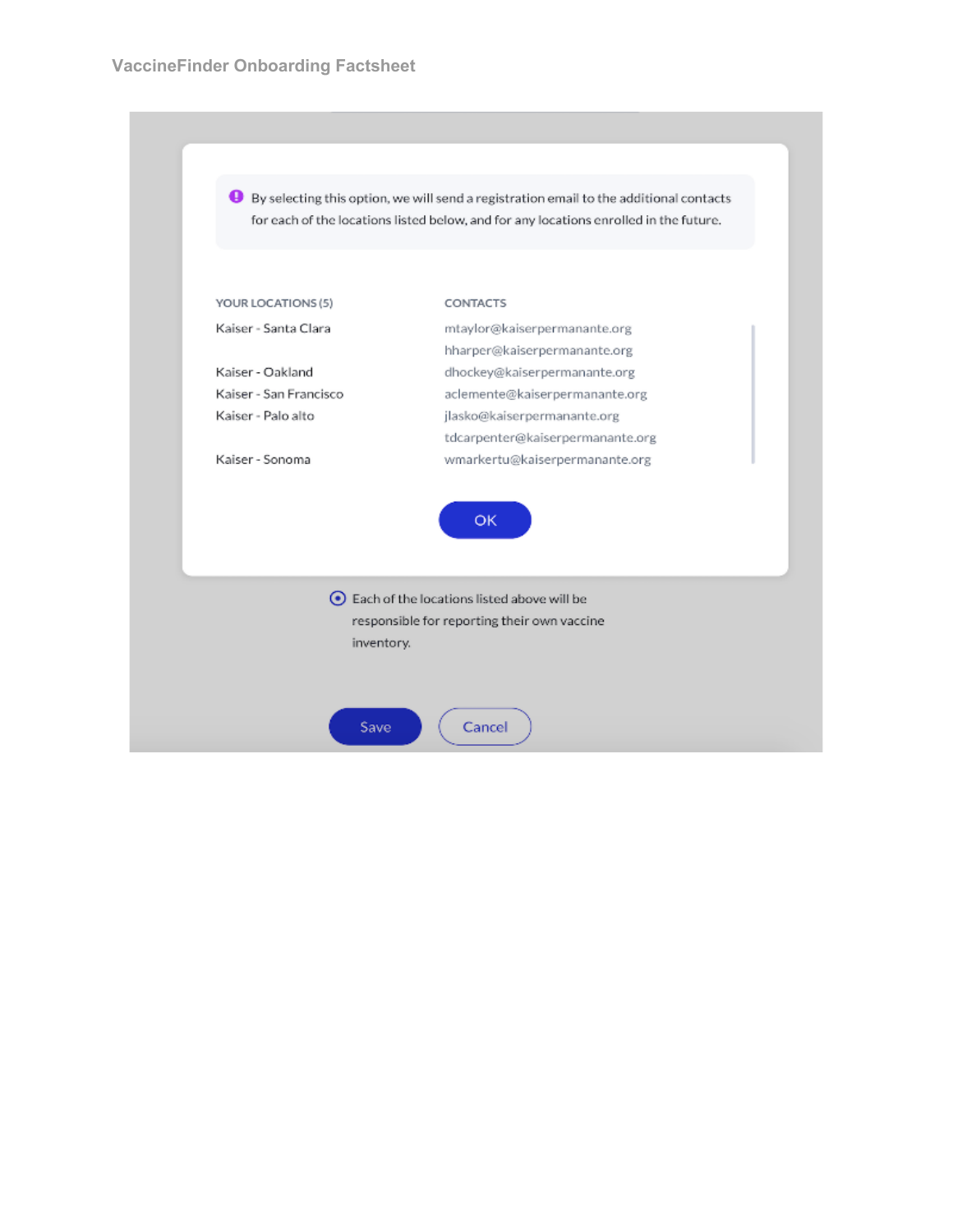By selecting this option, we will send a registration email to the additional contacts for each of the locations listed below, and for any locations enrolled in the future.

| YOUR LOCATIONS (5) | CONTACTS |
|---|---|
| Kaiser - Santa Clara | mtaylor@kaiserpermanante.org |
| | hharper@kaiserpermanante.org |
| Kaiser - Oakland | dhockey@kaiserpermanante.org |
| Kaiser - San Francisco | aclemente@kaiserpermanante.org |
| Kaiser - Palo alto | jlasko@kaiserpermanante.org |
| | tdcarpenter@kaiserpermanante.org |
| Kaiser - Sonoma | wmarkertu@kaiserpermanante.org |

OK

Each of the locations listed above will be responsible for reporting their own vaccine inventory.

Save | Cancel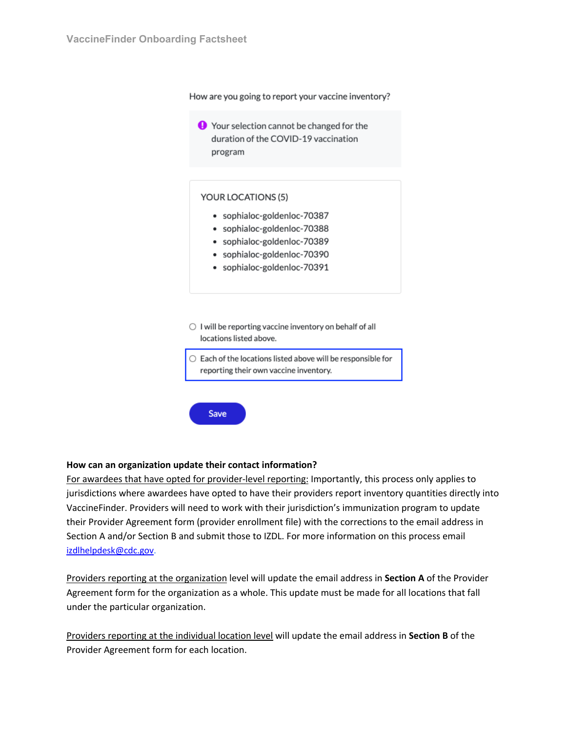How are you going to report your vaccine inventory?

Your selection cannot be changed for the duration of the COVID-19 vaccination program

YOUR LOCATIONS (5)

- sophialoc-goldenloc-70387
- sophialoc-goldenloc-70388
- sophialoc-goldenloc-70389
- sophialoc-goldenloc-70390
- sophialoc-goldenloc-70391

○ I will be reporting vaccine inventory on behalf of all locations listed above.

○ Each of the locations listed above will be responsible for reporting their own vaccine inventory.

Save

**How can an organization update their contact information?**

For awardees that have opted for provider-level reporting: Importantly, this process only applies to jurisdictions where awardees have opted to have their providers report inventory quantities directly into VaccineFinder. Providers will need to work with their jurisdiction's immunization program to update their Provider Agreement form (provider enrollment file) with the corrections to the email address in Section A and/or Section B and submit those to IZDL. For more information on this process email izdlhelpdesk@cdc.gov.

Providers reporting at the organization level will update the email address in **Section A** of the Provider Agreement form for the organization as a whole. This update must be made for all locations that fall under the particular organization.

Providers reporting at the individual location level will update the email address in **Section B** of the Provider Agreement form for each location.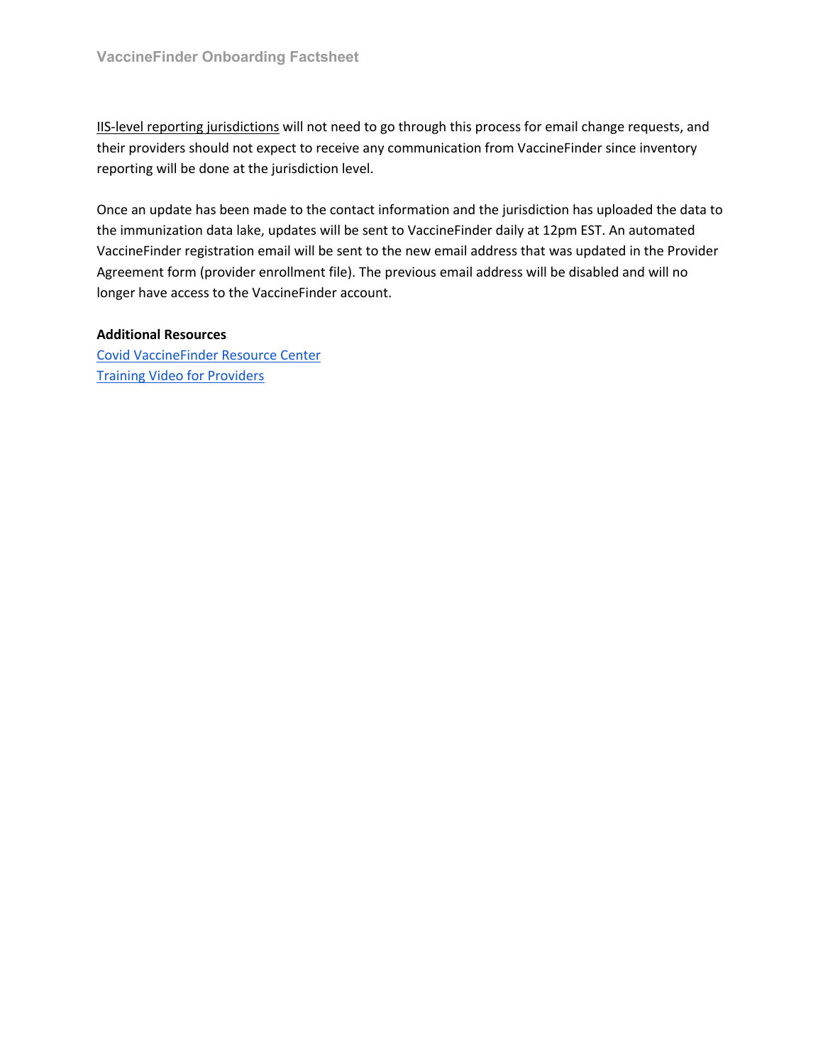IIS-level reporting jurisdictions will not need to go through this process for email change requests, and their providers should not expect to receive any communication from VaccineFinder since inventory reporting will be done at the jurisdiction level.

Once an update has been made to the contact information and the jurisdiction has uploaded the data to the immunization data lake, updates will be sent to VaccineFinder daily at 12pm EST. An automated VaccineFinder registration email will be sent to the new email address that was updated in the Provider Agreement form (provider enrollment file). The previous email address will be disabled and will no longer have access to the VaccineFinder account.

**Additional Resources**

Covid VaccineFinder Resource Center

Training Video for Providers